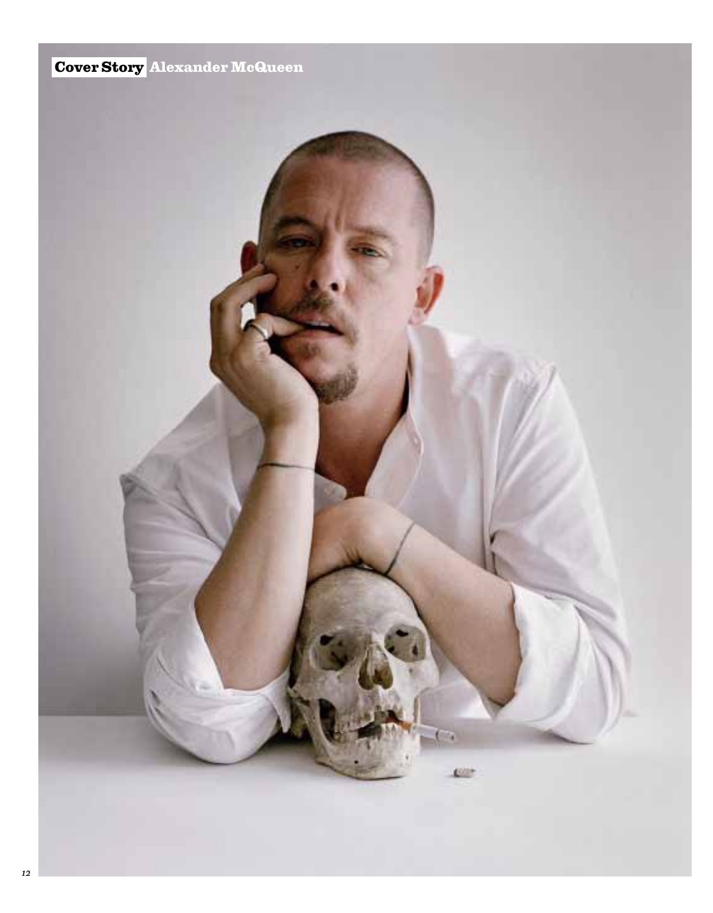**Cover Story** **Alexander McQueen**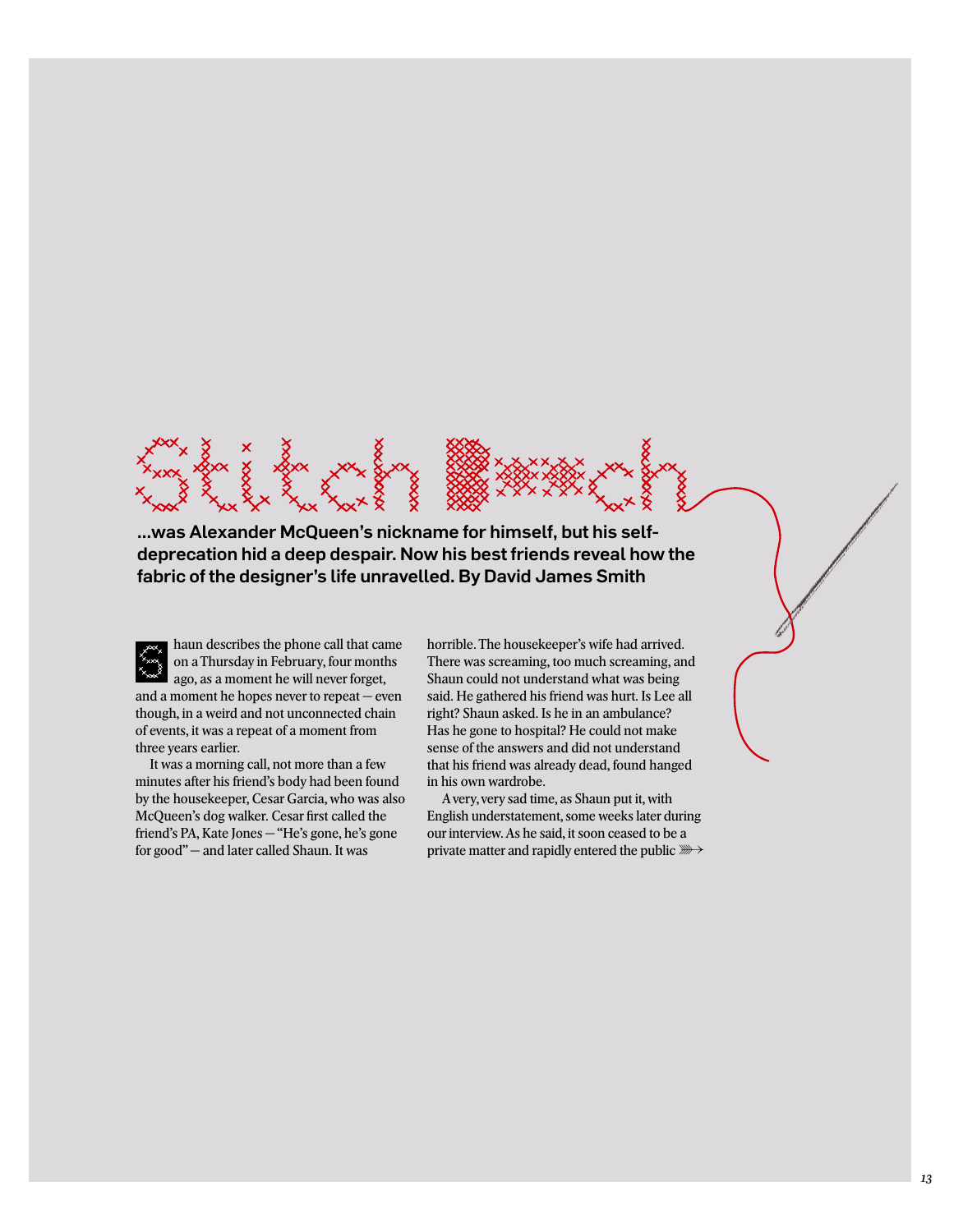# Stitch Bitch

**...was Alexander McQueen's nickname for himself, but his self-deprecation hid a deep despair. Now his best friends reveal how the fabric of the designer's life unravelled. By David James Smith**

Shaun describes the phone call that came on a Thursday in February, four months ago, as a moment he will never forget, and a moment he hopes never to repeat — even though, in a weird and not unconnected chain of events, it was a repeat of a moment from three years earlier.

It was a morning call, not more than a few minutes after his friend's body had been found by the housekeeper, Cesar Garcia, who was also McQueen's dog walker. Cesar first called the friend's PA, Kate Jones — "He's gone, he's gone for good" — and later called Shaun. It was horrible. The housekeeper's wife had arrived. There was screaming, too much screaming, and Shaun could not understand what was being said. He gathered his friend was hurt. Is Lee all right? Shaun asked. Is he in an ambulance? Has he gone to hospital? He could not make sense of the answers and did not understand that his friend was already dead, found hanged in his own wardrobe.

A very, very sad time, as Shaun put it, with English understatement, some weeks later during our interview. As he said, it soon ceased to be a private matter and rapidly entered the public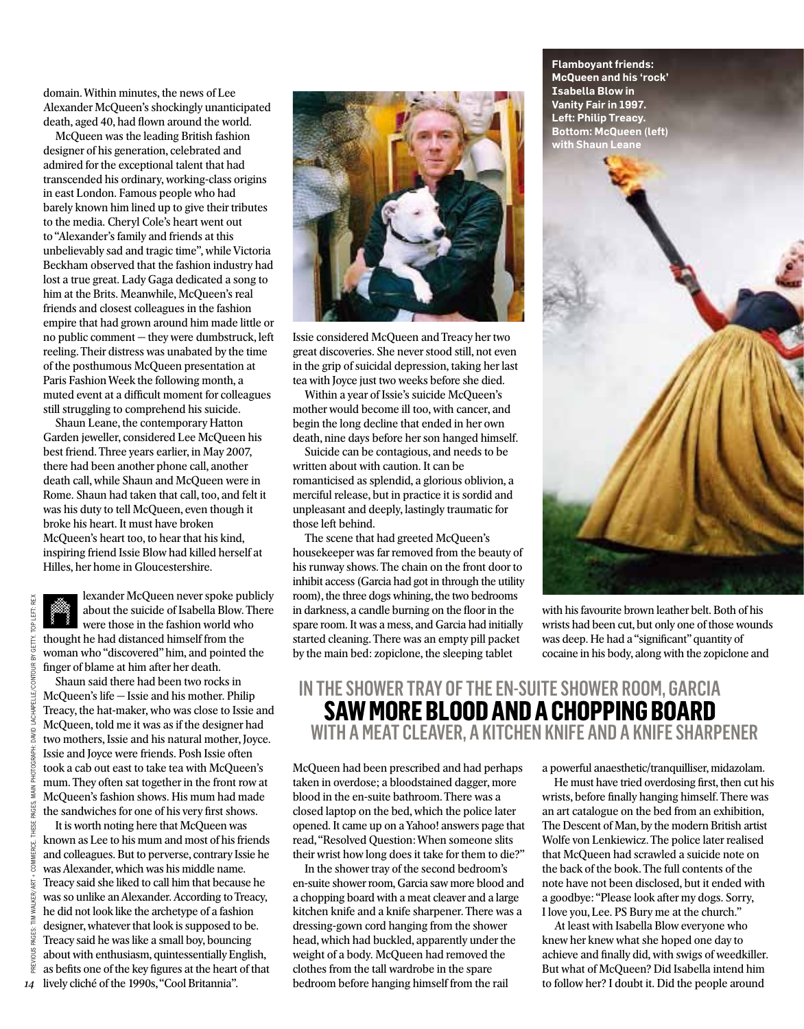domain. Within minutes, the news of Lee Alexander McQueen's shockingly unanticipated death, aged 40, had flown around the world.

McQueen was the leading British fashion designer of his generation, celebrated and admired for the exceptional talent that had transcended his ordinary, working-class origins in east London. Famous people who had barely known him lined up to give their tributes to the media. Cheryl Cole's heart went out to "Alexander's family and friends at this unbelievably sad and tragic time", while Victoria Beckham observed that the fashion industry had lost a true great. Lady Gaga dedicated a song to him at the Brits. Meanwhile, McQueen's real friends and closest colleagues in the fashion empire that had grown around him made little or no public comment — they were dumbstruck, left reeling. Their distress was unabated by the time of the posthumous McQueen presentation at Paris Fashion Week the following month, a muted event at a difficult moment for colleagues still struggling to comprehend his suicide.

Shaun Leane, the contemporary Hatton Garden jeweller, considered Lee McQueen his best friend. Three years earlier, in May 2007, there had been another phone call, another death call, while Shaun and McQueen were in Rome. Shaun had taken that call, too, and felt it was his duty to tell McQueen, even though it broke his heart. It must have broken McQueen's heart too, to hear that his kind, inspiring friend Issie Blow had killed herself at Hilles, her home in Gloucestershire.

Alexander McQueen never spoke publicly about the suicide of Isabella Blow. There were those in the fashion world who thought he had distanced himself from the woman who "discovered" him, and pointed the finger of blame at him after her death.

Shaun said there had been two rocks in McQueen's life — Issie and his mother. Philip Treacy, the hat-maker, who was close to Issie and McQueen, told me it was as if the designer had two mothers, Issie and his natural mother, Joyce. Issie and Joyce were friends. Posh Issie often took a cab out east to take tea with McQueen's mum. They often sat together in the front row at McQueen's fashion shows. His mum had made the sandwiches for one of his very first shows.

It is worth noting here that McQueen was known as Lee to his mum and most of his friends and colleagues. But to perverse, contrary Issie he was Alexander, which was his middle name. Treacy said she liked to call him that because he was so unlike an Alexander. According to Treacy, he did not look like the archetype of a fashion designer, whatever that look is supposed to be. Treacy said he was like a small boy, bouncing about with enthusiasm, quintessentially English, as befits one of the key figures at the heart of that lively cliché of the 1990s, "Cool Britannia".

Issie considered McQueen and Treacy her two great discoveries. She never stood still, not even in the grip of suicidal depression, taking her last tea with Joyce just two weeks before she died.

Within a year of Issie's suicide McQueen's mother would become ill too, with cancer, and begin the long decline that ended in her own death, nine days before her son hanged himself.

Suicide can be contagious, and needs to be written about with caution. It can be romanticised as splendid, a glorious oblivion, a merciful release, but in practice it is sordid and unpleasant and deeply, lastingly traumatic for those left behind.

The scene that had greeted McQueen's housekeeper was far removed from the beauty of his runway shows. The chain on the front door to inhibit access (Garcia had got in through the utility room), the three dogs whining, the two bedrooms in darkness, a candle burning on the floor in the spare room. It was a mess, and Garcia had initially started cleaning. There was an empty pill packet by the main bed: zopiclone, the sleeping tablet McQueen had been prescribed and had perhaps taken in overdose; a bloodstained dagger, more blood in the en-suite bathroom. There was a closed laptop on the bed, which the police later opened. It came up on a Yahoo! answers page that read, "Resolved Question: When someone slits their wrist how long does it take for them to die?"

In the shower tray of the second bedroom's en-suite shower room, Garcia saw more blood and a chopping board with a meat cleaver and a large kitchen knife and a knife sharpener. There was a dressing-gown cord hanging from the shower head, which had buckled, apparently under the weight of a body. McQueen had removed the clothes from the tall wardrobe in the spare bedroom before hanging himself from the rail with his favourite brown leather belt. Both of his wrists had been cut, but only one of those wounds was deep. He had a "significant" quantity of cocaine in his body, along with the zopiclone and a powerful anaesthetic/tranquilliser, midazolam.

## IN THE SHOWER TRAY OF THE EN-SUITE SHOWER ROOM, GARCIA **SAW MORE BLOOD AND A CHOPPING BOARD** WITH A MEAT CLEAVER, A KITCHEN KNIFE AND A KNIFE SHARPENER

He must have tried overdosing first, then cut his wrists, before finally hanging himself. There was an art catalogue on the bed from an exhibition, The Descent of Man, by the modern British artist Wolfe von Lenkiewicz. The police later realised that McQueen had scrawled a suicide note on the back of the book. The full contents of the note have not been disclosed, but it ended with a goodbye: "Please look after my dogs. Sorry, I love you, Lee. PS Bury me at the church."

At least with Isabella Blow everyone who knew her knew what she hoped one day to achieve and finally did, with swigs of weedkiller. But what of McQueen? Did Isabella intend him to follow her? I doubt it. Did the people around

**Flamboyant friends: McQueen and his 'rock' Isabella Blow in Vanity Fair in 1997. Left: Philip Treacy. Bottom: McQueen (left) with Shaun Leane**

PREVIOUS PAGES: TIM WALKER/ART + COMMERCE. THESE PAGES, MAIN PHOTOGRAPH: DAVID LACHAPELLE/CONTOUR BY GETTY. TOP LEFT: REX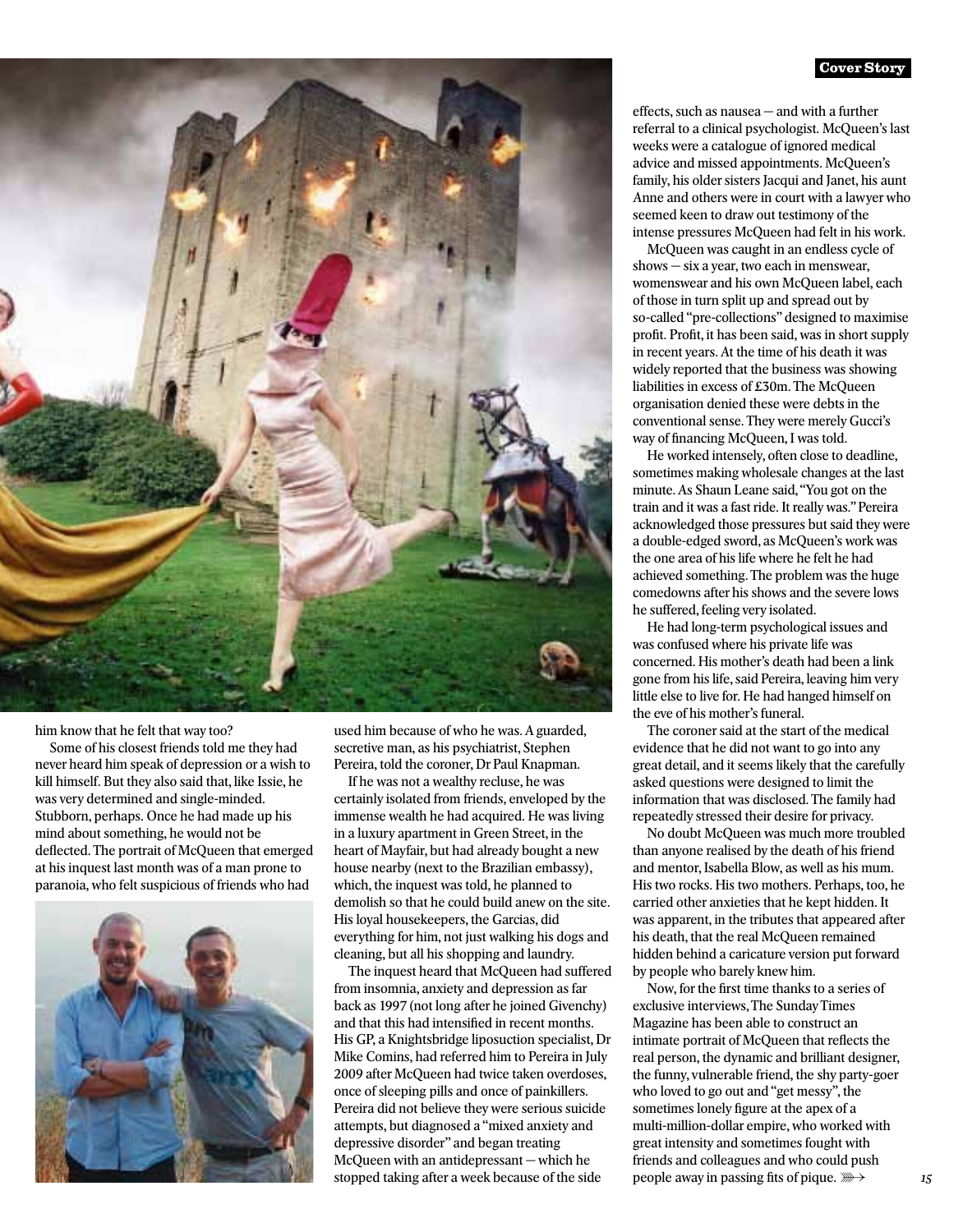him know that he felt that way too?

Some of his closest friends told me they had never heard him speak of depression or a wish to kill himself. But they also said that, like Issie, he was very determined and single-minded. Stubborn, perhaps. Once he had made up his mind about something, he would not be deflected. The portrait of McQueen that emerged at his inquest last month was of a man prone to paranoia, who felt suspicious of friends who had used him because of who he was. A guarded, secretive man, as his psychiatrist, Stephen Pereira, told the coroner, Dr Paul Knapman.

If he was not a wealthy recluse, he was certainly isolated from friends, enveloped by the immense wealth he had acquired. He was living in a luxury apartment in Green Street, in the heart of Mayfair, but had already bought a new house nearby (next to the Brazilian embassy), which, the inquest was told, he planned to demolish so that he could build anew on the site. His loyal housekeepers, the Garcias, did everything for him, not just walking his dogs and cleaning, but all his shopping and laundry.

The inquest heard that McQueen had suffered from insomnia, anxiety and depression as far back as 1997 (not long after he joined Givenchy) and that this had intensified in recent months. His GP, a Knightsbridge liposuction specialist, Dr Mike Comins, had referred him to Pereira in July 2009 after McQueen had twice taken overdoses, once of sleeping pills and once of painkillers. Pereira did not believe they were serious suicide attempts, but diagnosed a "mixed anxiety and depressive disorder" and began treating McQueen with an antidepressant — which he stopped taking after a week because of the side effects, such as nausea — and with a further referral to a clinical psychologist. McQueen's last weeks were a catalogue of ignored medical advice and missed appointments. McQueen's family, his older sisters Jacqui and Janet, his aunt Anne and others were in court with a lawyer who seemed keen to draw out testimony of the intense pressures McQueen had felt in his work.

McQueen was caught in an endless cycle of shows — six a year, two each in menswear, womenswear and his own McQueen label, each of those in turn split up and spread out by so-called "pre-collections" designed to maximise profit. Profit, it has been said, was in short supply in recent years. At the time of his death it was widely reported that the business was showing liabilities in excess of £30m. The McQueen organisation denied these were debts in the conventional sense. They were merely Gucci's way of financing McQueen, I was told.

He worked intensely, often close to deadline, sometimes making wholesale changes at the last minute. As Shaun Leane said, "You got on the train and it was a fast ride. It really was." Pereira acknowledged those pressures but said they were a double-edged sword, as McQueen's work was the one area of his life where he felt he had achieved something. The problem was the huge comedowns after his shows and the severe lows he suffered, feeling very isolated.

He had long-term psychological issues and was confused where his private life was concerned. His mother's death had been a link gone from his life, said Pereira, leaving him very little else to live for. He had hanged himself on the eve of his mother's funeral.

The coroner said at the start of the medical evidence that he did not want to go into any great detail, and it seems likely that the carefully asked questions were designed to limit the information that was disclosed. The family had repeatedly stressed their desire for privacy.

No doubt McQueen was much more troubled than anyone realised by the death of his friend and mentor, Isabella Blow, as well as his mum. His two rocks. His two mothers. Perhaps, too, he carried other anxieties that he kept hidden. It was apparent, in the tributes that appeared after his death, that the real McQueen remained hidden behind a caricature version put forward by people who barely knew him.

Now, for the first time thanks to a series of exclusive interviews, The Sunday Times Magazine has been able to construct an intimate portrait of McQueen that reflects the real person, the dynamic and brilliant designer, the funny, vulnerable friend, the shy party-goer who loved to go out and "get messy", the sometimes lonely figure at the apex of a multi-million-dollar empire, who worked with great intensity and sometimes fought with friends and colleagues and who could push people away in passing fits of pique.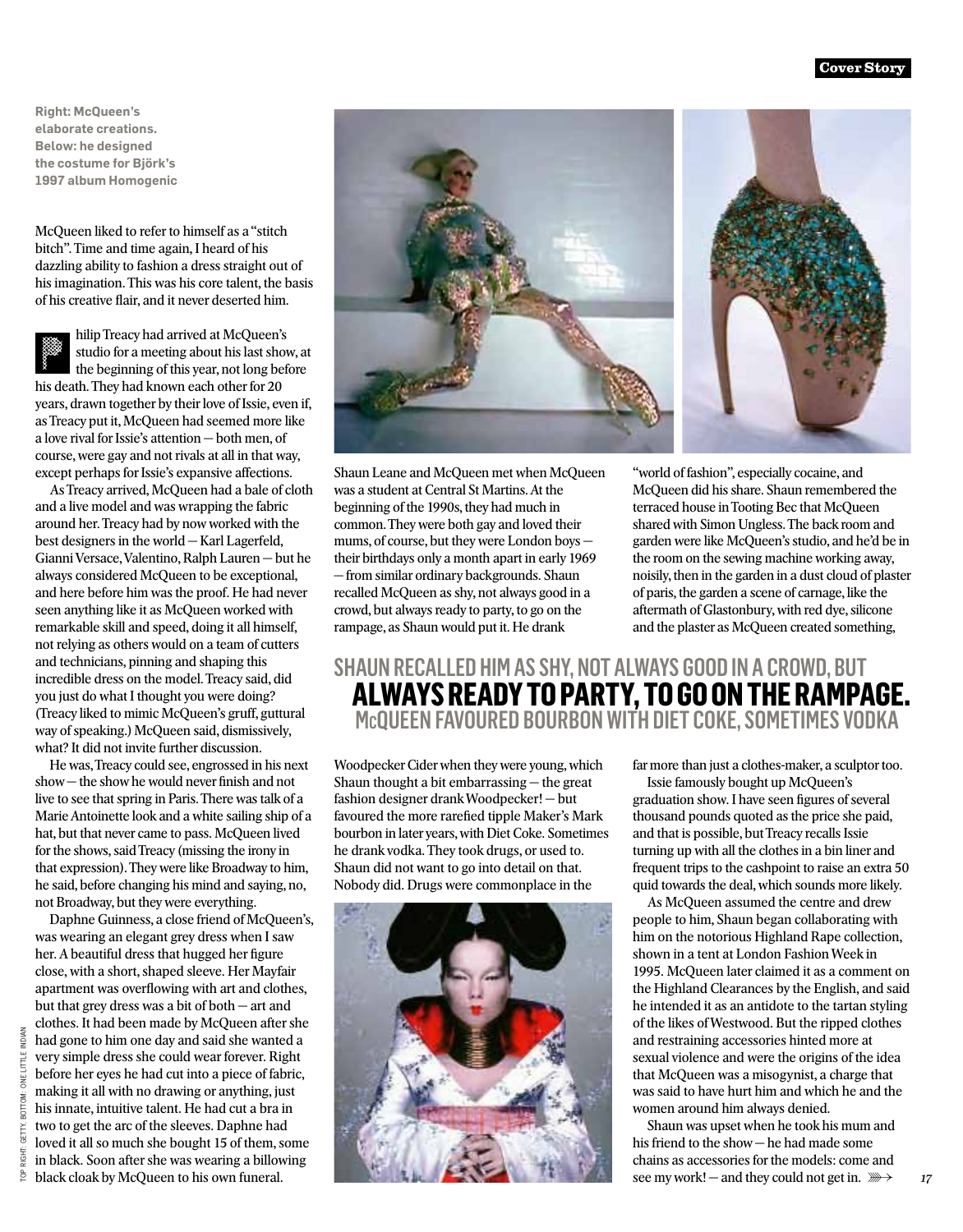Right: McQueen's elaborate creations. Below: he designed the costume for Björk's 1997 album Homogenic

McQueen liked to refer to himself as a "stitch bitch". Time and time again, I heard of his dazzling ability to fashion a dress straight out of his imagination. This was his core talent, the basis of his creative flair, and it never deserted him.

Philip Treacy had arrived at McQueen's studio for a meeting about his last show, at the beginning of this year, not long before his death. They had known each other for 20 years, drawn together by their love of Issie, even if, as Treacy put it, McQueen had seemed more like a love rival for Issie's attention — both men, of course, were gay and not rivals at all in that way, except perhaps for Issie's expansive affections.

As Treacy arrived, McQueen had a bale of cloth and a live model and was wrapping the fabric around her. Treacy had by now worked with the best designers in the world — Karl Lagerfeld, Gianni Versace, Valentino, Ralph Lauren — but he always considered McQueen to be exceptional, and here before him was the proof. He had never seen anything like it as McQueen worked with remarkable skill and speed, doing it all himself, not relying as others would on a team of cutters and technicians, pinning and shaping this incredible dress on the model. Treacy said, did you just do what I thought you were doing? (Treacy liked to mimic McQueen's gruff, guttural way of speaking.) McQueen said, dismissively, what? It did not invite further discussion.

He was, Treacy could see, engrossed in his next show — the show he would never finish and not live to see that spring in Paris. There was talk of a Marie Antoinette look and a white sailing ship of a hat, but that never came to pass. McQueen lived for the shows, said Treacy (missing the irony in that expression). They were like Broadway to him, he said, before changing his mind and saying, no, not Broadway, but they were everything.

Daphne Guinness, a close friend of McQueen's, was wearing an elegant grey dress when I saw her. A beautiful dress that hugged her figure close, with a short, shaped sleeve. Her Mayfair apartment was overflowing with art and clothes, but that grey dress was a bit of both — art and clothes. It had been made by McQueen after she had gone to him one day and said she wanted a very simple dress she could wear forever. Right before her eyes he had cut into a piece of fabric, making it all with no drawing or anything, just his innate, intuitive talent. He had cut a bra in two to get the arc of the sleeves. Daphne had loved it all so much she bought 15 of them, some in black. Soon after she was wearing a billowing black cloak by McQueen to his own funeral.

Shaun Leane and McQueen met when McQueen was a student at Central St Martins. At the beginning of the 1990s, they had much in common. They were both gay and loved their mums, of course, but they were London boys — their birthdays only a month apart in early 1969 — from similar ordinary backgrounds. Shaun recalled McQueen as shy, not always good in a crowd, but always ready to party, to go on the rampage, as Shaun would put it. He drank Woodpecker Cider when they were young, which Shaun thought a bit embarrassing — the great fashion designer drank Woodpecker! — but favoured the more rarefied tipple Maker's Mark bourbon in later years, with Diet Coke. Sometimes he drank vodka. They took drugs, or used to. Shaun did not want to go into detail on that. Nobody did. Drugs were commonplace in the "world of fashion", especially cocaine, and McQueen did his share. Shaun remembered the terraced house in Tooting Bec that McQueen shared with Simon Ungless. The back room and garden were like McQueen's studio, and he'd be in the room on the sewing machine working away, noisily, then in the garden in a dust cloud of plaster of paris, the garden a scene of carnage, like the aftermath of Glastonbury, with red dye, silicone and the plaster as McQueen created something, far more than just a clothes-maker, a sculptor too.

## SHAUN RECALLED HIM AS SHY, NOT ALWAYS GOOD IN A CROWD, BUT **ALWAYS READY TO PARTY, TO GO ON THE RAMPAGE.** McQUEEN FAVOURED BOURBON WITH DIET COKE, SOMETIMES VODKA

Issie famously bought up McQueen's graduation show. I have seen figures of several thousand pounds quoted as the price she paid, and that is possible, but Treacy recalls Issie turning up with all the clothes in a bin liner and frequent trips to the cashpoint to raise an extra 50 quid towards the deal, which sounds more likely.

As McQueen assumed the centre and drew people to him, Shaun began collaborating with him on the notorious Highland Rape collection, shown in a tent at London Fashion Week in 1995. McQueen later claimed it as a comment on the Highland Clearances by the English, and said he intended it as an antidote to the tartan styling of the likes of Westwood. But the ripped clothes and restraining accessories hinted more at sexual violence and were the origins of the idea that McQueen was a misogynist, a charge that was said to have hurt him and which he and the women around him always denied.

Shaun was upset when he took his mum and his friend to the show — he had made some chains as accessories for the models: come and see my work! — and they could not get in.

TOP RIGHT: GETTY. BOTTOM: ONE LITTLE INDIAN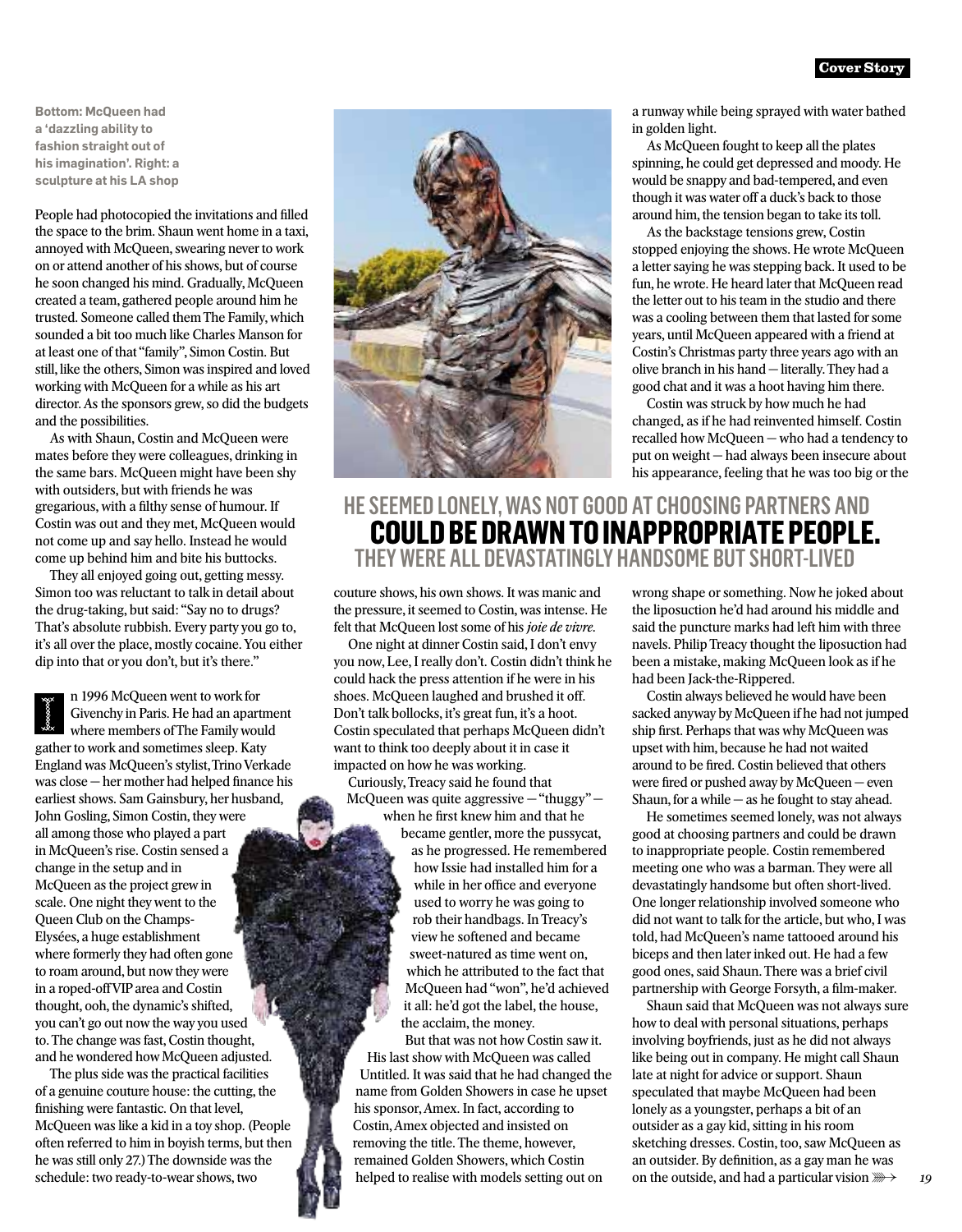Bottom: McQueen had a 'dazzling ability to fashion straight out of his imagination'. Right: a sculpture at his LA shop

People had photocopied the invitations and filled the space to the brim. Shaun went home in a taxi, annoyed with McQueen, swearing never to work on or attend another of his shows, but of course he soon changed his mind. Gradually, McQueen created a team, gathered people around him he trusted. Someone called them The Family, which sounded a bit too much like Charles Manson for at least one of that "family", Simon Costin. But still, like the others, Simon was inspired and loved working with McQueen for a while as his art director. As the sponsors grew, so did the budgets and the possibilities.

As with Shaun, Costin and McQueen were mates before they were colleagues, drinking in the same bars. McQueen might have been shy with outsiders, but with friends he was gregarious, with a filthy sense of humour. If Costin was out and they met, McQueen would not come up and say hello. Instead he would come up behind him and bite his buttocks.

They all enjoyed going out, getting messy. Simon too was reluctant to talk in detail about the drug-taking, but said: "Say no to drugs? That's absolute rubbish. Every party you go to, it's all over the place, mostly cocaine. You either dip into that or you don't, but it's there."

In 1996 McQueen went to work for Givenchy in Paris. He had an apartment where members of The Family would gather to work and sometimes sleep. Katy England was McQueen's stylist, Trino Verkade was close — her mother had helped finance his earliest shows. Sam Gainsbury, her husband, John Gosling, Simon Costin, they were all among those who played a part in McQueen's rise. Costin sensed a change in the setup and in McQueen as the project grew in scale. One night they went to the Queen Club on the Champs-Elysées, a huge establishment where formerly they had often gone to roam around, but now they were in a roped-off VIP area and Costin thought, ooh, the dynamic's shifted, you can't go out now the way you used to. The change was fast, Costin thought, and he wondered how McQueen adjusted.

The plus side was the practical facilities of a genuine couture house: the cutting, the finishing were fantastic. On that level, McQueen was like a kid in a toy shop. (People often referred to him in boyish terms, but then he was still only 27.) The downside was the schedule: two ready-to-wear shows, two couture shows, his own shows. It was manic and the pressure, it seemed to Costin, was intense. He felt that McQueen lost some of his *joie de vivre*.

One night at dinner Costin said, I don't envy you now, Lee, I really don't. Costin didn't think he could hack the press attention if he were in his shoes. McQueen laughed and brushed it off. Don't talk bollocks, it's great fun, it's a hoot. Costin speculated that perhaps McQueen didn't want to think too deeply about it in case it impacted on how he was working.

Curiously, Treacy said he found that McQueen was quite aggressive — "thuggy" — when he first knew him and that he became gentler, more the pussycat, as he progressed. He remembered how Issie had installed him for a while in her office and everyone used to worry he was going to rob their handbags. In Treacy's view he softened and became sweet-natured as time went on, which he attributed to the fact that McQueen had "won", he'd achieved it all: he'd got the label, the house, the acclaim, the money.

But that was not how Costin saw it.

His last show with McQueen was called Untitled. It was said that he had changed the name from Golden Showers in case he upset his sponsor, Amex. In fact, according to Costin, Amex objected and insisted on removing the title. The theme, however, remained Golden Showers, which Costin helped to realise with models setting out on a runway while being sprayed with water bathed in golden light.

As McQueen fought to keep all the plates spinning, he could get depressed and moody. He would be snappy and bad-tempered, and even though it was water off a duck's back to those around him, the tension began to take its toll.

As the backstage tensions grew, Costin stopped enjoying the shows. He wrote McQueen a letter saying he was stepping back. It used to be fun, he wrote. He heard later that McQueen read the letter out to his team in the studio and there was a cooling between them that lasted for some years, until McQueen appeared with a friend at Costin's Christmas party three years ago with an olive branch in his hand — literally. They had a good chat and it was a hoot having him there.

Costin was struck by how much he had changed, as if he had reinvented himself. Costin recalled how McQueen — who had a tendency to put on weight — had always been insecure about his appearance, feeling that he was too big or the wrong shape or something. Now he joked about the liposuction he'd had around his middle and said the puncture marks had left him with three navels. Philip Treacy thought the liposuction had been a mistake, making McQueen look as if he had been Jack-the-Rippered.

## HE SEEMED LONELY, WAS NOT GOOD AT CHOOSING PARTNERS AND **COULD BE DRAWN TO INAPPROPRIATE PEOPLE.** THEY WERE ALL DEVASTATINGLY HANDSOME BUT SHORT-LIVED

Costin always believed he would have been sacked anyway by McQueen if he had not jumped ship first. Perhaps that was why McQueen was upset with him, because he had not waited around to be fired. Costin believed that others were fired or pushed away by McQueen — even Shaun, for a while — as he fought to stay ahead.

He sometimes seemed lonely, was not always good at choosing partners and could be drawn to inappropriate people. Costin remembered meeting one who was a barman. They were all devastatingly handsome but often short-lived. One longer relationship involved someone who did not want to talk for the article, but who, I was told, had McQueen's name tattooed around his biceps and then later inked out. He had a few good ones, said Shaun. There was a brief civil partnership with George Forsyth, a film-maker.

Shaun said that McQueen was not always sure how to deal with personal situations, perhaps involving boyfriends, just as he did not always like being out in company. He might call Shaun late at night for advice or support. Shaun speculated that maybe McQueen had been lonely as a youngster, perhaps a bit of an outsider as a gay kid, sitting in his room sketching dresses. Costin, too, saw McQueen as an outsider. By definition, as a gay man he was on the outside, and had a particular vision ⋙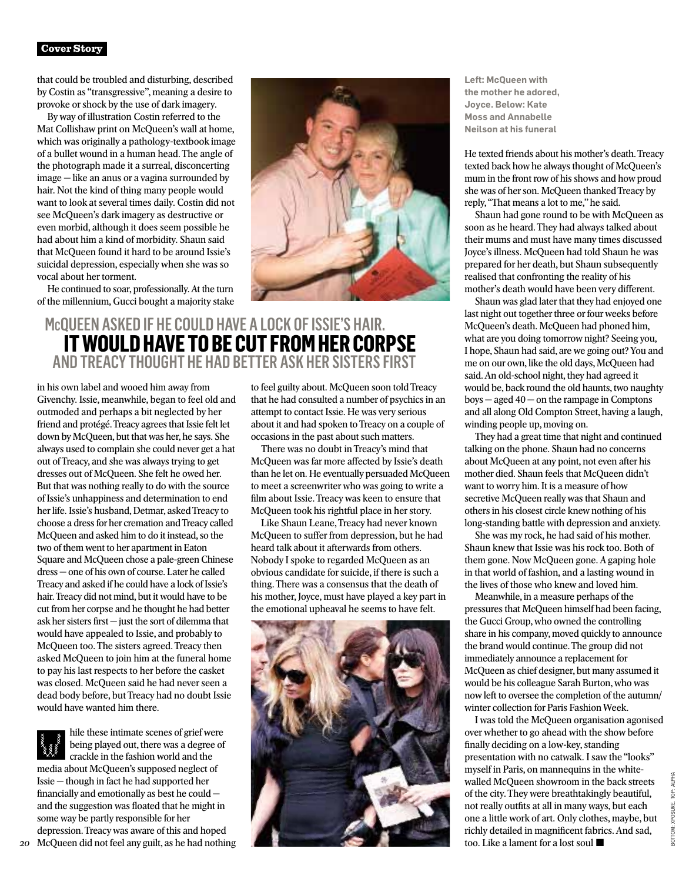that could be troubled and disturbing, described by Costin as "transgressive", meaning a desire to provoke or shock by the use of dark imagery.

By way of illustration Costin referred to the Mat Collishaw print on McQueen's wall at home, which was originally a pathology-textbook image of a bullet wound in a human head. The angle of the photograph made it a surreal, disconcerting image – like an anus or a vagina surrounded by hair. Not the kind of thing many people would want to look at several times daily. Costin did not see McQueen's dark imagery as destructive or even morbid, although it does seem possible he had about him a kind of morbidity. Shaun said that McQueen found it hard to be around Issie's suicidal depression, especially when she was so vocal about her torment.

He continued to soar, professionally. At the turn of the millennium, Gucci bought a majority stake in his own label and wooed him away from Givenchy. Issie, meanwhile, began to feel old and outmoded and perhaps a bit neglected by her friend and protégé. Treacy agrees that Issie felt let down by McQueen, but that was her, he says. She always used to complain she could never get a hat out of Treacy, and she was always trying to get dresses out of McQueen. She felt he owed her. But that was nothing really to do with the source of Issie's unhappiness and determination to end her life. Issie's husband, Detmar, asked Treacy to choose a dress for her cremation and Treacy called McQueen and asked him to do it instead, so the two of them went to her apartment in Eaton Square and McQueen chose a pale-green Chinese dress – one of his own of course. Later he called Treacy and asked if he could have a lock of Issie's hair. Treacy did not mind, but it would have to be cut from her corpse and he thought he had better ask her sisters first – just the sort of dilemma that would have appealed to Issie, and probably to McQueen too. The sisters agreed. Treacy then asked McQueen to join him at the funeral home to pay his last respects to her before the casket was closed. McQueen said he had never seen a dead body before, but Treacy had no doubt Issie would have wanted him there.

## McQUEEN ASKED IF HE COULD HAVE A LOCK OF ISSIE'S HAIR. IT WOULD HAVE TO BE CUT FROM HER CORPSE AND TREACY THOUGHT HE HAD BETTER ASK HER SISTERS FIRST

While these intimate scenes of grief were being played out, there was a degree of crackle in the fashion world and the media about McQueen's supposed neglect of Issie – though in fact he had supported her financially and emotionally as best he could – and the suggestion was floated that he might in some way be partly responsible for her depression. Treacy was aware of this and hoped McQueen did not feel any guilt, as he had nothing to feel guilty about. McQueen soon told Treacy that he had consulted a number of psychics in an attempt to contact Issie. He was very serious about it and had spoken to Treacy on a couple of occasions in the past about such matters.

There was no doubt in Treacy's mind that McQueen was far more affected by Issie's death than he let on. He eventually persuaded McQueen to meet a screenwriter who was going to write a film about Issie. Treacy was keen to ensure that McQueen took his rightful place in her story.

Like Shaun Leane, Treacy had never known McQueen to suffer from depression, but he had heard talk about it afterwards from others. Nobody I spoke to regarded McQueen as an obvious candidate for suicide, if there is such a thing. There was a consensus that the death of his mother, Joyce, must have played a key part in the emotional upheaval he seems to have felt.

Left: McQueen with the mother he adored, Joyce. Below: Kate Moss and Annabelle Neilson at his funeral

He texted friends about his mother's death. Treacy texted back how he always thought of McQueen's mum in the front row of his shows and how proud she was of her son. McQueen thanked Treacy by reply, "That means a lot to me," he said.

Shaun had gone round to be with McQueen as soon as he heard. They had always talked about their mums and must have many times discussed Joyce's illness. McQueen had told Shaun he was prepared for her death, but Shaun subsequently realised that confronting the reality of his mother's death would have been very different.

Shaun was glad later that they had enjoyed one last night out together three or four weeks before McQueen's death. McQueen had phoned him, what are you doing tomorrow night? Seeing you, I hope, Shaun had said, are we going out? You and me on our own, like the old days, McQueen had said. An old-school night, they had agreed it would be, back round the old haunts, two naughty boys – aged 40 – on the rampage in Comptons and all along Old Compton Street, having a laugh, winding people up, moving on.

They had a great time that night and continued talking on the phone. Shaun had no concerns about McQueen at any point, not even after his mother died. Shaun feels that McQueen didn't want to worry him. It is a measure of how secretive McQueen really was that Shaun and others in his closest circle knew nothing of his long-standing battle with depression and anxiety.

She was my rock, he had said of his mother. Shaun knew that Issie was his rock too. Both of them gone. Now McQueen gone. A gaping hole in that world of fashion, and a lasting wound in the lives of those who knew and loved him.

Meanwhile, in a measure perhaps of the pressures that McQueen himself had been facing, the Gucci Group, who owned the controlling share in his company, moved quickly to announce the brand would continue. The group did not immediately announce a replacement for McQueen as chief designer, but many assumed it would be his colleague Sarah Burton, who was now left to oversee the completion of the autumn/winter collection for Paris Fashion Week.

I was told the McQueen organisation agonised over whether to go ahead with the show before finally deciding on a low-key, standing presentation with no catwalk. I saw the "looks" myself in Paris, on mannequins in the white-walled McQueen showroom in the back streets of the city. They were breathtakingly beautiful, not really outfits at all in many ways, but each one a little work of art. Only clothes, maybe, but richly detailed in magnificent fabrics. And sad, too. Like a lament for a lost soul ■

BOTTOM: XPOSURE. TOP: ALPHA